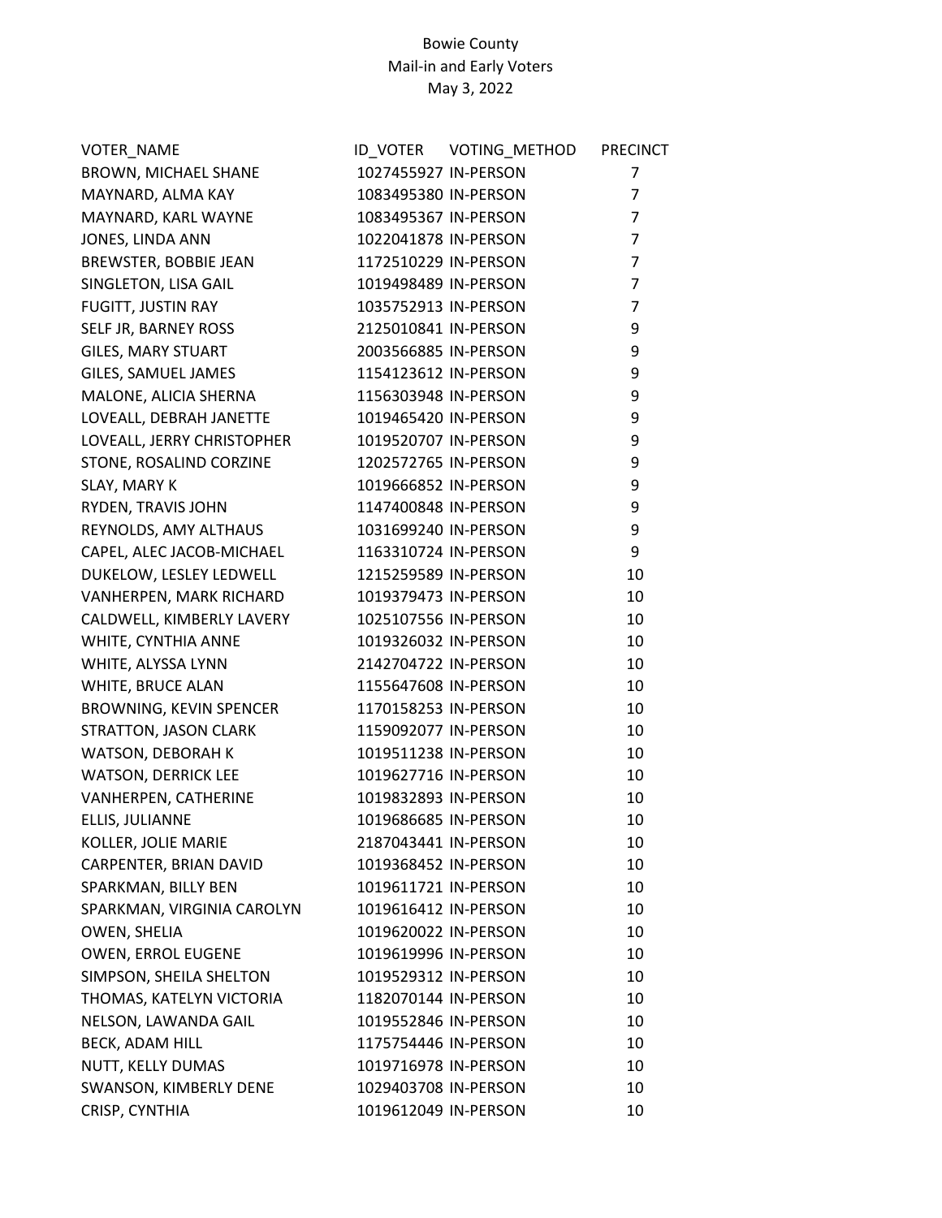Bowie County
Mail-in and Early Voters
May 3, 2022

| VOTER_NAME | ID_VOTER | VOTING_METHOD | PRECINCT |
|---|---|---|---|
| BROWN, MICHAEL SHANE | 1027455927 | IN-PERSON | 7 |
| MAYNARD, ALMA KAY | 1083495380 | IN-PERSON | 7 |
| MAYNARD, KARL WAYNE | 1083495367 | IN-PERSON | 7 |
| JONES, LINDA ANN | 1022041878 | IN-PERSON | 7 |
| BREWSTER, BOBBIE JEAN | 1172510229 | IN-PERSON | 7 |
| SINGLETON, LISA GAIL | 1019498489 | IN-PERSON | 7 |
| FUGITT, JUSTIN RAY | 1035752913 | IN-PERSON | 7 |
| SELF JR, BARNEY ROSS | 2125010841 | IN-PERSON | 9 |
| GILES, MARY STUART | 2003566885 | IN-PERSON | 9 |
| GILES, SAMUEL JAMES | 1154123612 | IN-PERSON | 9 |
| MALONE, ALICIA SHERNA | 1156303948 | IN-PERSON | 9 |
| LOVEALL, DEBRAH JANETTE | 1019465420 | IN-PERSON | 9 |
| LOVEALL, JERRY CHRISTOPHER | 1019520707 | IN-PERSON | 9 |
| STONE, ROSALIND CORZINE | 1202572765 | IN-PERSON | 9 |
| SLAY, MARY K | 1019666852 | IN-PERSON | 9 |
| RYDEN, TRAVIS JOHN | 1147400848 | IN-PERSON | 9 |
| REYNOLDS, AMY ALTHAUS | 1031699240 | IN-PERSON | 9 |
| CAPEL, ALEC JACOB-MICHAEL | 1163310724 | IN-PERSON | 9 |
| DUKELOW, LESLEY LEDWELL | 1215259589 | IN-PERSON | 10 |
| VANHERPEN, MARK RICHARD | 1019379473 | IN-PERSON | 10 |
| CALDWELL, KIMBERLY LAVERY | 1025107556 | IN-PERSON | 10 |
| WHITE, CYNTHIA ANNE | 1019326032 | IN-PERSON | 10 |
| WHITE, ALYSSA LYNN | 2142704722 | IN-PERSON | 10 |
| WHITE, BRUCE ALAN | 1155647608 | IN-PERSON | 10 |
| BROWNING, KEVIN SPENCER | 1170158253 | IN-PERSON | 10 |
| STRATTON, JASON CLARK | 1159092077 | IN-PERSON | 10 |
| WATSON, DEBORAH K | 1019511238 | IN-PERSON | 10 |
| WATSON, DERRICK LEE | 1019627716 | IN-PERSON | 10 |
| VANHERPEN, CATHERINE | 1019832893 | IN-PERSON | 10 |
| ELLIS, JULIANNE | 1019686685 | IN-PERSON | 10 |
| KOLLER, JOLIE MARIE | 2187043441 | IN-PERSON | 10 |
| CARPENTER, BRIAN DAVID | 1019368452 | IN-PERSON | 10 |
| SPARKMAN, BILLY BEN | 1019611721 | IN-PERSON | 10 |
| SPARKMAN, VIRGINIA CAROLYN | 1019616412 | IN-PERSON | 10 |
| OWEN, SHELIA | 1019620022 | IN-PERSON | 10 |
| OWEN, ERROL EUGENE | 1019619996 | IN-PERSON | 10 |
| SIMPSON, SHEILA SHELTON | 1019529312 | IN-PERSON | 10 |
| THOMAS, KATELYN VICTORIA | 1182070144 | IN-PERSON | 10 |
| NELSON, LAWANDA GAIL | 1019552846 | IN-PERSON | 10 |
| BECK, ADAM HILL | 1175754446 | IN-PERSON | 10 |
| NUTT, KELLY DUMAS | 1019716978 | IN-PERSON | 10 |
| SWANSON, KIMBERLY DENE | 1029403708 | IN-PERSON | 10 |
| CRISP, CYNTHIA | 1019612049 | IN-PERSON | 10 |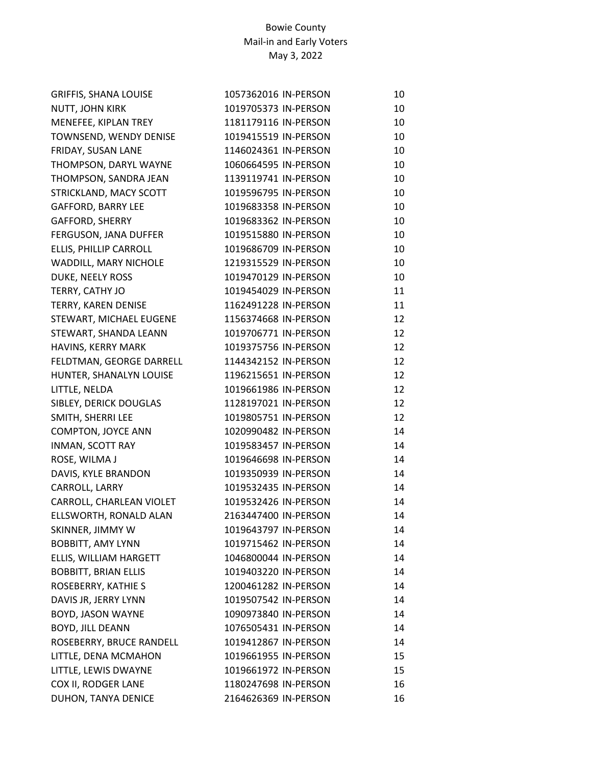Bowie County
Mail-in and Early Voters
May 3, 2022

| | | | |
|---|---|---|---|
| GRIFFIS, SHANA LOUISE | 1057362016 | IN-PERSON | 10 |
| NUTT, JOHN KIRK | 1019705373 | IN-PERSON | 10 |
| MENEFEE, KIPLAN TREY | 1181179116 | IN-PERSON | 10 |
| TOWNSEND, WENDY DENISE | 1019415519 | IN-PERSON | 10 |
| FRIDAY, SUSAN LANE | 1146024361 | IN-PERSON | 10 |
| THOMPSON, DARYL WAYNE | 1060664595 | IN-PERSON | 10 |
| THOMPSON, SANDRA JEAN | 1139119741 | IN-PERSON | 10 |
| STRICKLAND, MACY SCOTT | 1019596795 | IN-PERSON | 10 |
| GAFFORD, BARRY LEE | 1019683358 | IN-PERSON | 10 |
| GAFFORD, SHERRY | 1019683362 | IN-PERSON | 10 |
| FERGUSON, JANA DUFFER | 1019515880 | IN-PERSON | 10 |
| ELLIS, PHILLIP CARROLL | 1019686709 | IN-PERSON | 10 |
| WADDILL, MARY NICHOLE | 1219315529 | IN-PERSON | 10 |
| DUKE, NEELY ROSS | 1019470129 | IN-PERSON | 10 |
| TERRY, CATHY JO | 1019454029 | IN-PERSON | 11 |
| TERRY, KAREN DENISE | 1162491228 | IN-PERSON | 11 |
| STEWART, MICHAEL EUGENE | 1156374668 | IN-PERSON | 12 |
| STEWART, SHANDA LEANN | 1019706771 | IN-PERSON | 12 |
| HAVINS, KERRY MARK | 1019375756 | IN-PERSON | 12 |
| FELDTMAN, GEORGE DARRELL | 1144342152 | IN-PERSON | 12 |
| HUNTER, SHANALYN LOUISE | 1196215651 | IN-PERSON | 12 |
| LITTLE, NELDA | 1019661986 | IN-PERSON | 12 |
| SIBLEY, DERICK DOUGLAS | 1128197021 | IN-PERSON | 12 |
| SMITH, SHERRI LEE | 1019805751 | IN-PERSON | 12 |
| COMPTON, JOYCE ANN | 1020990482 | IN-PERSON | 14 |
| INMAN, SCOTT RAY | 1019583457 | IN-PERSON | 14 |
| ROSE, WILMA J | 1019646698 | IN-PERSON | 14 |
| DAVIS, KYLE BRANDON | 1019350939 | IN-PERSON | 14 |
| CARROLL, LARRY | 1019532435 | IN-PERSON | 14 |
| CARROLL, CHARLEAN VIOLET | 1019532426 | IN-PERSON | 14 |
| ELLSWORTH, RONALD ALAN | 2163447400 | IN-PERSON | 14 |
| SKINNER, JIMMY W | 1019643797 | IN-PERSON | 14 |
| BOBBITT, AMY LYNN | 1019715462 | IN-PERSON | 14 |
| ELLIS, WILLIAM HARGETT | 1046800044 | IN-PERSON | 14 |
| BOBBITT, BRIAN ELLIS | 1019403220 | IN-PERSON | 14 |
| ROSEBERRY, KATHIE S | 1200461282 | IN-PERSON | 14 |
| DAVIS JR, JERRY LYNN | 1019507542 | IN-PERSON | 14 |
| BOYD, JASON WAYNE | 1090973840 | IN-PERSON | 14 |
| BOYD, JILL DEANN | 1076505431 | IN-PERSON | 14 |
| ROSEBERRY, BRUCE RANDELL | 1019412867 | IN-PERSON | 14 |
| LITTLE, DENA MCMAHON | 1019661955 | IN-PERSON | 15 |
| LITTLE, LEWIS DWAYNE | 1019661972 | IN-PERSON | 15 |
| COX II, RODGER LANE | 1180247698 | IN-PERSON | 16 |
| DUHON, TANYA DENICE | 2164626369 | IN-PERSON | 16 |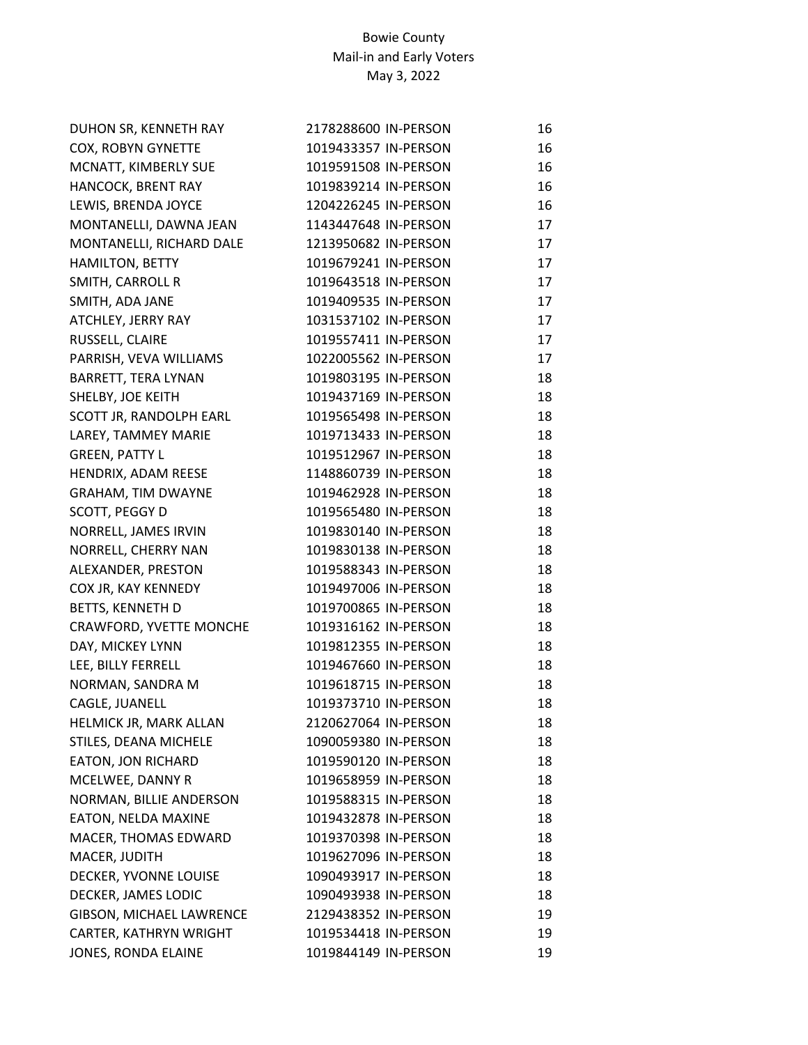Bowie County
Mail-in and Early Voters
May 3, 2022

| | | | |
|---|---|---|---|
| DUHON SR, KENNETH RAY | 2178288600 | IN-PERSON | 16 |
| COX, ROBYN GYNETTE | 1019433357 | IN-PERSON | 16 |
| MCNATT, KIMBERLY SUE | 1019591508 | IN-PERSON | 16 |
| HANCOCK, BRENT RAY | 1019839214 | IN-PERSON | 16 |
| LEWIS, BRENDA JOYCE | 1204226245 | IN-PERSON | 16 |
| MONTANELLI, DAWNA JEAN | 1143447648 | IN-PERSON | 17 |
| MONTANELLI, RICHARD DALE | 1213950682 | IN-PERSON | 17 |
| HAMILTON, BETTY | 1019679241 | IN-PERSON | 17 |
| SMITH, CARROLL R | 1019643518 | IN-PERSON | 17 |
| SMITH, ADA JANE | 1019409535 | IN-PERSON | 17 |
| ATCHLEY, JERRY RAY | 1031537102 | IN-PERSON | 17 |
| RUSSELL, CLAIRE | 1019557411 | IN-PERSON | 17 |
| PARRISH, VEVA WILLIAMS | 1022005562 | IN-PERSON | 17 |
| BARRETT, TERA LYNAN | 1019803195 | IN-PERSON | 18 |
| SHELBY, JOE KEITH | 1019437169 | IN-PERSON | 18 |
| SCOTT JR, RANDOLPH EARL | 1019565498 | IN-PERSON | 18 |
| LAREY, TAMMEY MARIE | 1019713433 | IN-PERSON | 18 |
| GREEN, PATTY L | 1019512967 | IN-PERSON | 18 |
| HENDRIX, ADAM REESE | 1148860739 | IN-PERSON | 18 |
| GRAHAM, TIM DWAYNE | 1019462928 | IN-PERSON | 18 |
| SCOTT, PEGGY D | 1019565480 | IN-PERSON | 18 |
| NORRELL, JAMES IRVIN | 1019830140 | IN-PERSON | 18 |
| NORRELL, CHERRY NAN | 1019830138 | IN-PERSON | 18 |
| ALEXANDER, PRESTON | 1019588343 | IN-PERSON | 18 |
| COX JR, KAY KENNEDY | 1019497006 | IN-PERSON | 18 |
| BETTS, KENNETH D | 1019700865 | IN-PERSON | 18 |
| CRAWFORD, YVETTE MONCHE | 1019316162 | IN-PERSON | 18 |
| DAY, MICKEY LYNN | 1019812355 | IN-PERSON | 18 |
| LEE, BILLY FERRELL | 1019467660 | IN-PERSON | 18 |
| NORMAN, SANDRA M | 1019618715 | IN-PERSON | 18 |
| CAGLE, JUANELL | 1019373710 | IN-PERSON | 18 |
| HELMICK JR, MARK ALLAN | 2120627064 | IN-PERSON | 18 |
| STILES, DEANA MICHELE | 1090059380 | IN-PERSON | 18 |
| EATON, JON RICHARD | 1019590120 | IN-PERSON | 18 |
| MCELWEE, DANNY R | 1019658959 | IN-PERSON | 18 |
| NORMAN, BILLIE ANDERSON | 1019588315 | IN-PERSON | 18 |
| EATON, NELDA MAXINE | 1019432878 | IN-PERSON | 18 |
| MACER, THOMAS EDWARD | 1019370398 | IN-PERSON | 18 |
| MACER, JUDITH | 1019627096 | IN-PERSON | 18 |
| DECKER, YVONNE LOUISE | 1090493917 | IN-PERSON | 18 |
| DECKER, JAMES LODIC | 1090493938 | IN-PERSON | 18 |
| GIBSON, MICHAEL LAWRENCE | 2129438352 | IN-PERSON | 19 |
| CARTER, KATHRYN WRIGHT | 1019534418 | IN-PERSON | 19 |
| JONES, RONDA ELAINE | 1019844149 | IN-PERSON | 19 |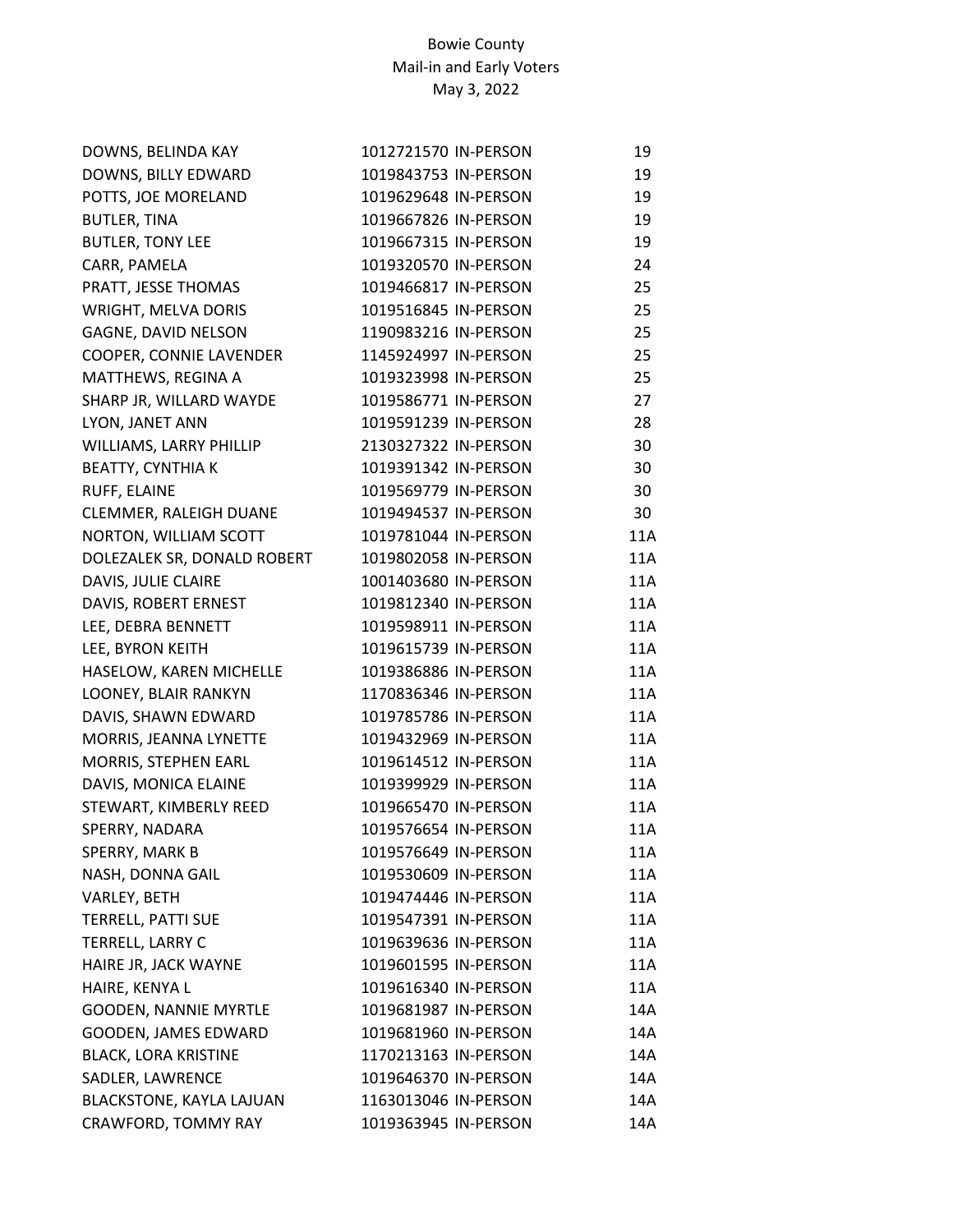Bowie County
Mail-in and Early Voters
May 3, 2022

| | | | |
|---|---|---|---|
| DOWNS, BELINDA KAY | 1012721570 | IN-PERSON | 19 |
| DOWNS, BILLY EDWARD | 1019843753 | IN-PERSON | 19 |
| POTTS, JOE MORELAND | 1019629648 | IN-PERSON | 19 |
| BUTLER, TINA | 1019667826 | IN-PERSON | 19 |
| BUTLER, TONY LEE | 1019667315 | IN-PERSON | 19 |
| CARR, PAMELA | 1019320570 | IN-PERSON | 24 |
| PRATT, JESSE THOMAS | 1019466817 | IN-PERSON | 25 |
| WRIGHT, MELVA DORIS | 1019516845 | IN-PERSON | 25 |
| GAGNE, DAVID NELSON | 1190983216 | IN-PERSON | 25 |
| COOPER, CONNIE LAVENDER | 1145924997 | IN-PERSON | 25 |
| MATTHEWS, REGINA A | 1019323998 | IN-PERSON | 25 |
| SHARP JR, WILLARD WAYDE | 1019586771 | IN-PERSON | 27 |
| LYON, JANET ANN | 1019591239 | IN-PERSON | 28 |
| WILLIAMS, LARRY PHILLIP | 2130327322 | IN-PERSON | 30 |
| BEATTY, CYNTHIA K | 1019391342 | IN-PERSON | 30 |
| RUFF, ELAINE | 1019569779 | IN-PERSON | 30 |
| CLEMMER, RALEIGH DUANE | 1019494537 | IN-PERSON | 30 |
| NORTON, WILLIAM SCOTT | 1019781044 | IN-PERSON | 11A |
| DOLEZALEK SR, DONALD ROBERT | 1019802058 | IN-PERSON | 11A |
| DAVIS, JULIE CLAIRE | 1001403680 | IN-PERSON | 11A |
| DAVIS, ROBERT ERNEST | 1019812340 | IN-PERSON | 11A |
| LEE, DEBRA BENNETT | 1019598911 | IN-PERSON | 11A |
| LEE, BYRON KEITH | 1019615739 | IN-PERSON | 11A |
| HASELOW, KAREN MICHELLE | 1019386886 | IN-PERSON | 11A |
| LOONEY, BLAIR RANKYN | 1170836346 | IN-PERSON | 11A |
| DAVIS, SHAWN EDWARD | 1019785786 | IN-PERSON | 11A |
| MORRIS, JEANNA LYNETTE | 1019432969 | IN-PERSON | 11A |
| MORRIS, STEPHEN EARL | 1019614512 | IN-PERSON | 11A |
| DAVIS, MONICA ELAINE | 1019399929 | IN-PERSON | 11A |
| STEWART, KIMBERLY REED | 1019665470 | IN-PERSON | 11A |
| SPERRY, NADARA | 1019576654 | IN-PERSON | 11A |
| SPERRY, MARK B | 1019576649 | IN-PERSON | 11A |
| NASH, DONNA GAIL | 1019530609 | IN-PERSON | 11A |
| VARLEY, BETH | 1019474446 | IN-PERSON | 11A |
| TERRELL, PATTI SUE | 1019547391 | IN-PERSON | 11A |
| TERRELL, LARRY C | 1019639636 | IN-PERSON | 11A |
| HAIRE JR, JACK WAYNE | 1019601595 | IN-PERSON | 11A |
| HAIRE, KENYA L | 1019616340 | IN-PERSON | 11A |
| GOODEN, NANNIE MYRTLE | 1019681987 | IN-PERSON | 14A |
| GOODEN, JAMES EDWARD | 1019681960 | IN-PERSON | 14A |
| BLACK, LORA KRISTINE | 1170213163 | IN-PERSON | 14A |
| SADLER, LAWRENCE | 1019646370 | IN-PERSON | 14A |
| BLACKSTONE, KAYLA LAJUAN | 1163013046 | IN-PERSON | 14A |
| CRAWFORD, TOMMY RAY | 1019363945 | IN-PERSON | 14A |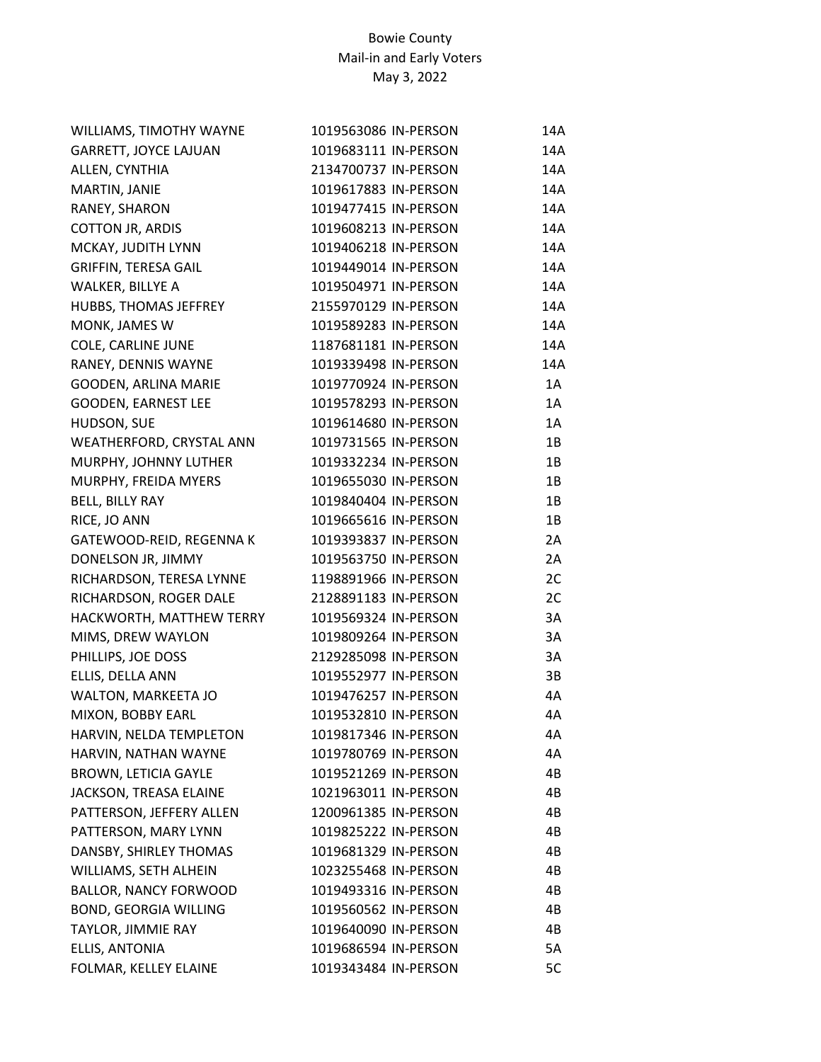Bowie County
Mail-in and Early Voters
May 3, 2022

| | | | |
|---|---|---|---|
| WILLIAMS, TIMOTHY WAYNE | 1019563086 | IN-PERSON | 14A |
| GARRETT, JOYCE LAJUAN | 1019683111 | IN-PERSON | 14A |
| ALLEN, CYNTHIA | 2134700737 | IN-PERSON | 14A |
| MARTIN, JANIE | 1019617883 | IN-PERSON | 14A |
| RANEY, SHARON | 1019477415 | IN-PERSON | 14A |
| COTTON JR, ARDIS | 1019608213 | IN-PERSON | 14A |
| MCKAY, JUDITH LYNN | 1019406218 | IN-PERSON | 14A |
| GRIFFIN, TERESA GAIL | 1019449014 | IN-PERSON | 14A |
| WALKER, BILLYE A | 1019504971 | IN-PERSON | 14A |
| HUBBS, THOMAS JEFFREY | 2155970129 | IN-PERSON | 14A |
| MONK, JAMES W | 1019589283 | IN-PERSON | 14A |
| COLE, CARLINE JUNE | 1187681181 | IN-PERSON | 14A |
| RANEY, DENNIS WAYNE | 1019339498 | IN-PERSON | 14A |
| GOODEN, ARLINA MARIE | 1019770924 | IN-PERSON | 1A |
| GOODEN, EARNEST LEE | 1019578293 | IN-PERSON | 1A |
| HUDSON, SUE | 1019614680 | IN-PERSON | 1A |
| WEATHERFORD, CRYSTAL ANN | 1019731565 | IN-PERSON | 1B |
| MURPHY, JOHNNY LUTHER | 1019332234 | IN-PERSON | 1B |
| MURPHY, FREIDA MYERS | 1019655030 | IN-PERSON | 1B |
| BELL, BILLY RAY | 1019840404 | IN-PERSON | 1B |
| RICE, JO ANN | 1019665616 | IN-PERSON | 1B |
| GATEWOOD-REID, REGENNA K | 1019393837 | IN-PERSON | 2A |
| DONELSON JR, JIMMY | 1019563750 | IN-PERSON | 2A |
| RICHARDSON, TERESA LYNNE | 1198891966 | IN-PERSON | 2C |
| RICHARDSON, ROGER DALE | 2128891183 | IN-PERSON | 2C |
| HACKWORTH, MATTHEW TERRY | 1019569324 | IN-PERSON | 3A |
| MIMS, DREW WAYLON | 1019809264 | IN-PERSON | 3A |
| PHILLIPS, JOE DOSS | 2129285098 | IN-PERSON | 3A |
| ELLIS, DELLA ANN | 1019552977 | IN-PERSON | 3B |
| WALTON, MARKEETA JO | 1019476257 | IN-PERSON | 4A |
| MIXON, BOBBY EARL | 1019532810 | IN-PERSON | 4A |
| HARVIN, NELDA TEMPLETON | 1019817346 | IN-PERSON | 4A |
| HARVIN, NATHAN WAYNE | 1019780769 | IN-PERSON | 4A |
| BROWN, LETICIA GAYLE | 1019521269 | IN-PERSON | 4B |
| JACKSON, TREASA ELAINE | 1021963011 | IN-PERSON | 4B |
| PATTERSON, JEFFERY ALLEN | 1200961385 | IN-PERSON | 4B |
| PATTERSON, MARY LYNN | 1019825222 | IN-PERSON | 4B |
| DANSBY, SHIRLEY THOMAS | 1019681329 | IN-PERSON | 4B |
| WILLIAMS, SETH ALHEIN | 1023255468 | IN-PERSON | 4B |
| BALLOR, NANCY FORWOOD | 1019493316 | IN-PERSON | 4B |
| BOND, GEORGIA WILLING | 1019560562 | IN-PERSON | 4B |
| TAYLOR, JIMMIE RAY | 1019640090 | IN-PERSON | 4B |
| ELLIS, ANTONIA | 1019686594 | IN-PERSON | 5A |
| FOLMAR, KELLEY ELAINE | 1019343484 | IN-PERSON | 5C |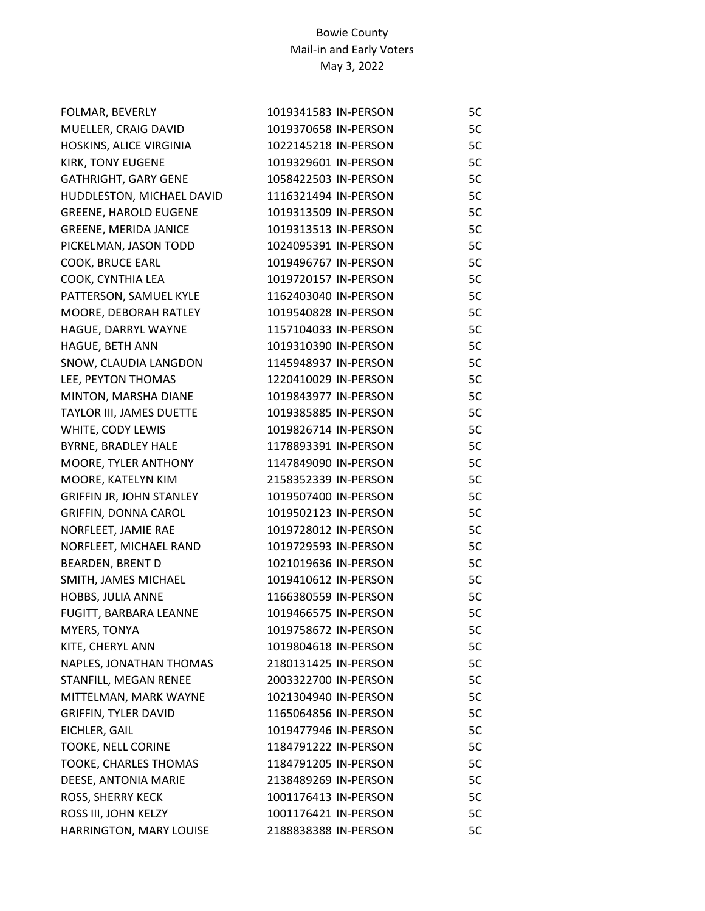Bowie County
Mail-in and Early Voters
May 3, 2022

| | | | |
|---|---|---|---|
| FOLMAR, BEVERLY | 1019341583 | IN-PERSON | 5C |
| MUELLER, CRAIG DAVID | 1019370658 | IN-PERSON | 5C |
| HOSKINS, ALICE VIRGINIA | 1022145218 | IN-PERSON | 5C |
| KIRK, TONY EUGENE | 1019329601 | IN-PERSON | 5C |
| GATHRIGHT, GARY GENE | 1058422503 | IN-PERSON | 5C |
| HUDDLESTON, MICHAEL DAVID | 1116321494 | IN-PERSON | 5C |
| GREENE, HAROLD EUGENE | 1019313509 | IN-PERSON | 5C |
| GREENE, MERIDA JANICE | 1019313513 | IN-PERSON | 5C |
| PICKELMAN, JASON TODD | 1024095391 | IN-PERSON | 5C |
| COOK, BRUCE EARL | 1019496767 | IN-PERSON | 5C |
| COOK, CYNTHIA LEA | 1019720157 | IN-PERSON | 5C |
| PATTERSON, SAMUEL KYLE | 1162403040 | IN-PERSON | 5C |
| MOORE, DEBORAH RATLEY | 1019540828 | IN-PERSON | 5C |
| HAGUE, DARRYL WAYNE | 1157104033 | IN-PERSON | 5C |
| HAGUE, BETH ANN | 1019310390 | IN-PERSON | 5C |
| SNOW, CLAUDIA LANGDON | 1145948937 | IN-PERSON | 5C |
| LEE, PEYTON THOMAS | 1220410029 | IN-PERSON | 5C |
| MINTON, MARSHA DIANE | 1019843977 | IN-PERSON | 5C |
| TAYLOR III, JAMES DUETTE | 1019385885 | IN-PERSON | 5C |
| WHITE, CODY LEWIS | 1019826714 | IN-PERSON | 5C |
| BYRNE, BRADLEY HALE | 1178893391 | IN-PERSON | 5C |
| MOORE, TYLER ANTHONY | 1147849090 | IN-PERSON | 5C |
| MOORE, KATELYN KIM | 2158352339 | IN-PERSON | 5C |
| GRIFFIN JR, JOHN STANLEY | 1019507400 | IN-PERSON | 5C |
| GRIFFIN, DONNA CAROL | 1019502123 | IN-PERSON | 5C |
| NORFLEET, JAMIE RAE | 1019728012 | IN-PERSON | 5C |
| NORFLEET, MICHAEL RAND | 1019729593 | IN-PERSON | 5C |
| BEARDEN, BRENT D | 1021019636 | IN-PERSON | 5C |
| SMITH, JAMES MICHAEL | 1019410612 | IN-PERSON | 5C |
| HOBBS, JULIA ANNE | 1166380559 | IN-PERSON | 5C |
| FUGITT, BARBARA LEANNE | 1019466575 | IN-PERSON | 5C |
| MYERS, TONYA | 1019758672 | IN-PERSON | 5C |
| KITE, CHERYL ANN | 1019804618 | IN-PERSON | 5C |
| NAPLES, JONATHAN THOMAS | 2180131425 | IN-PERSON | 5C |
| STANFILL, MEGAN RENEE | 2003322700 | IN-PERSON | 5C |
| MITTELMAN, MARK WAYNE | 1021304940 | IN-PERSON | 5C |
| GRIFFIN, TYLER DAVID | 1165064856 | IN-PERSON | 5C |
| EICHLER, GAIL | 1019477946 | IN-PERSON | 5C |
| TOOKE, NELL CORINE | 1184791222 | IN-PERSON | 5C |
| TOOKE, CHARLES THOMAS | 1184791205 | IN-PERSON | 5C |
| DEESE, ANTONIA MARIE | 2138489269 | IN-PERSON | 5C |
| ROSS, SHERRY KECK | 1001176413 | IN-PERSON | 5C |
| ROSS III, JOHN KELZY | 1001176421 | IN-PERSON | 5C |
| HARRINGTON, MARY LOUISE | 2188838388 | IN-PERSON | 5C |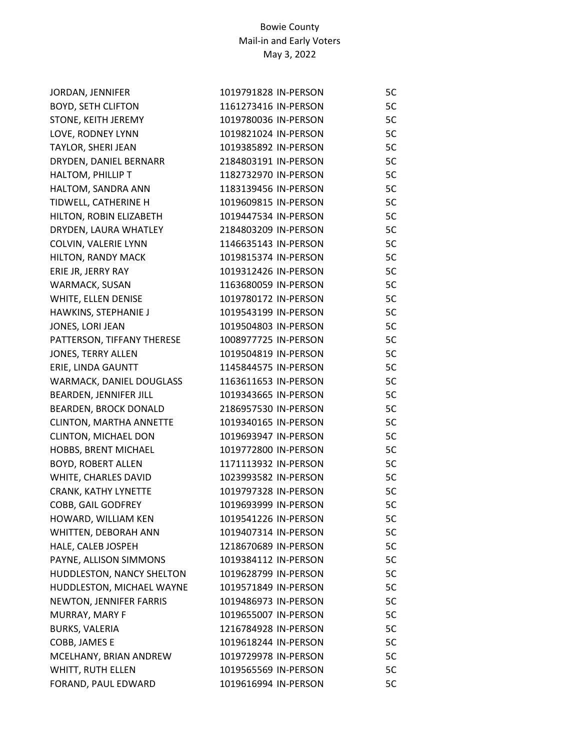Bowie County
Mail-in and Early Voters
May 3, 2022

| | | | |
|---|---|---|---|
| JORDAN, JENNIFER | 1019791828 | IN-PERSON | 5C |
| BOYD, SETH CLIFTON | 1161273416 | IN-PERSON | 5C |
| STONE, KEITH JEREMY | 1019780036 | IN-PERSON | 5C |
| LOVE, RODNEY LYNN | 1019821024 | IN-PERSON | 5C |
| TAYLOR, SHERI JEAN | 1019385892 | IN-PERSON | 5C |
| DRYDEN, DANIEL BERNARR | 2184803191 | IN-PERSON | 5C |
| HALTOM, PHILLIP T | 1182732970 | IN-PERSON | 5C |
| HALTOM, SANDRA ANN | 1183139456 | IN-PERSON | 5C |
| TIDWELL, CATHERINE H | 1019609815 | IN-PERSON | 5C |
| HILTON, ROBIN ELIZABETH | 1019447534 | IN-PERSON | 5C |
| DRYDEN, LAURA WHATLEY | 2184803209 | IN-PERSON | 5C |
| COLVIN, VALERIE LYNN | 1146635143 | IN-PERSON | 5C |
| HILTON, RANDY MACK | 1019815374 | IN-PERSON | 5C |
| ERIE JR, JERRY RAY | 1019312426 | IN-PERSON | 5C |
| WARMACK, SUSAN | 1163680059 | IN-PERSON | 5C |
| WHITE, ELLEN DENISE | 1019780172 | IN-PERSON | 5C |
| HAWKINS, STEPHANIE J | 1019543199 | IN-PERSON | 5C |
| JONES, LORI JEAN | 1019504803 | IN-PERSON | 5C |
| PATTERSON, TIFFANY THERESE | 1008977725 | IN-PERSON | 5C |
| JONES, TERRY ALLEN | 1019504819 | IN-PERSON | 5C |
| ERIE, LINDA GAUNTT | 1145844575 | IN-PERSON | 5C |
| WARMACK, DANIEL DOUGLASS | 1163611653 | IN-PERSON | 5C |
| BEARDEN, JENNIFER JILL | 1019343665 | IN-PERSON | 5C |
| BEARDEN, BROCK DONALD | 2186957530 | IN-PERSON | 5C |
| CLINTON, MARTHA ANNETTE | 1019340165 | IN-PERSON | 5C |
| CLINTON, MICHAEL DON | 1019693947 | IN-PERSON | 5C |
| HOBBS, BRENT MICHAEL | 1019772800 | IN-PERSON | 5C |
| BOYD, ROBERT ALLEN | 1171113932 | IN-PERSON | 5C |
| WHITE, CHARLES DAVID | 1023993582 | IN-PERSON | 5C |
| CRANK, KATHY LYNETTE | 1019797328 | IN-PERSON | 5C |
| COBB, GAIL GODFREY | 1019693999 | IN-PERSON | 5C |
| HOWARD, WILLIAM KEN | 1019541226 | IN-PERSON | 5C |
| WHITTEN, DEBORAH ANN | 1019407314 | IN-PERSON | 5C |
| HALE, CALEB JOSPEH | 1218670689 | IN-PERSON | 5C |
| PAYNE, ALLISON SIMMONS | 1019384112 | IN-PERSON | 5C |
| HUDDLESTON, NANCY SHELTON | 1019628799 | IN-PERSON | 5C |
| HUDDLESTON, MICHAEL WAYNE | 1019571849 | IN-PERSON | 5C |
| NEWTON, JENNIFER FARRIS | 1019486973 | IN-PERSON | 5C |
| MURRAY, MARY F | 1019655007 | IN-PERSON | 5C |
| BURKS, VALERIA | 1216784928 | IN-PERSON | 5C |
| COBB, JAMES E | 1019618244 | IN-PERSON | 5C |
| MCELHANY, BRIAN ANDREW | 1019729978 | IN-PERSON | 5C |
| WHITT, RUTH ELLEN | 1019565569 | IN-PERSON | 5C |
| FORAND, PAUL EDWARD | 1019616994 | IN-PERSON | 5C |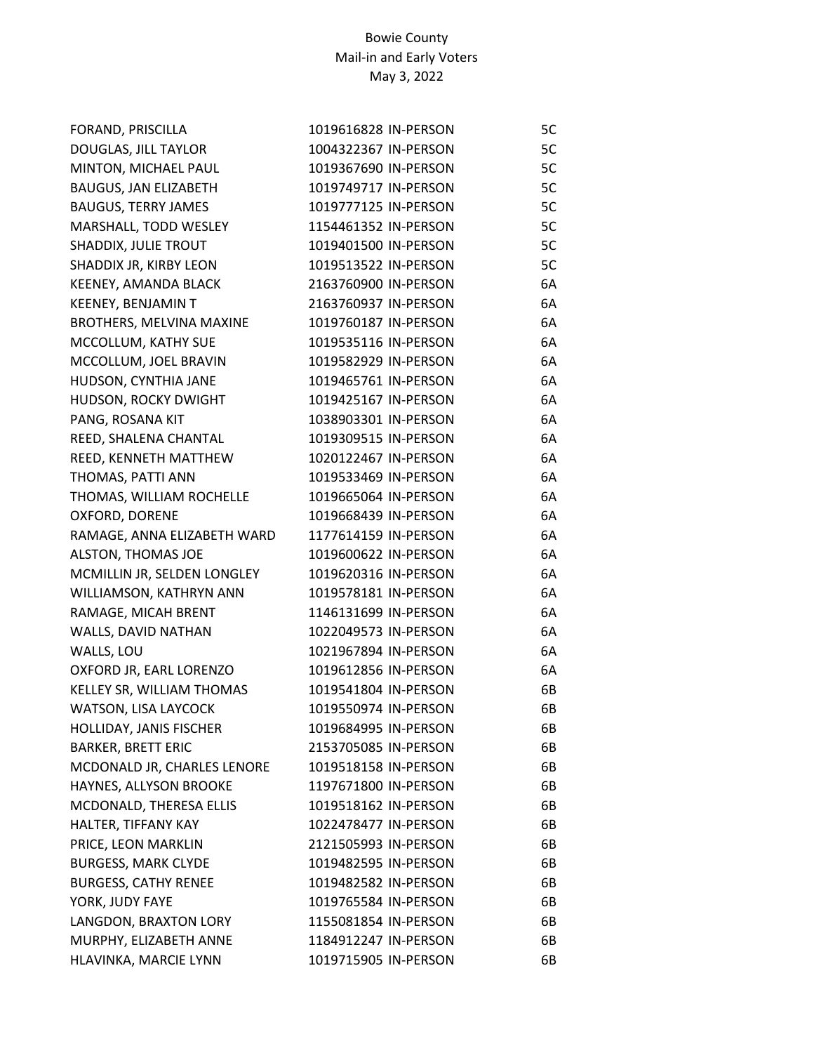Bowie County
Mail-in and Early Voters
May 3, 2022

| | | | |
|---|---|---|---|
| FORAND, PRISCILLA | 1019616828 | IN-PERSON | 5C |
| DOUGLAS, JILL TAYLOR | 1004322367 | IN-PERSON | 5C |
| MINTON, MICHAEL PAUL | 1019367690 | IN-PERSON | 5C |
| BAUGUS, JAN ELIZABETH | 1019749717 | IN-PERSON | 5C |
| BAUGUS, TERRY JAMES | 1019777125 | IN-PERSON | 5C |
| MARSHALL, TODD WESLEY | 1154461352 | IN-PERSON | 5C |
| SHADDIX, JULIE TROUT | 1019401500 | IN-PERSON | 5C |
| SHADDIX JR, KIRBY LEON | 1019513522 | IN-PERSON | 5C |
| KEENEY, AMANDA BLACK | 2163760900 | IN-PERSON | 6A |
| KEENEY, BENJAMIN T | 2163760937 | IN-PERSON | 6A |
| BROTHERS, MELVINA MAXINE | 1019760187 | IN-PERSON | 6A |
| MCCOLLUM, KATHY SUE | 1019535116 | IN-PERSON | 6A |
| MCCOLLUM, JOEL BRAVIN | 1019582929 | IN-PERSON | 6A |
| HUDSON, CYNTHIA JANE | 1019465761 | IN-PERSON | 6A |
| HUDSON, ROCKY DWIGHT | 1019425167 | IN-PERSON | 6A |
| PANG, ROSANA KIT | 1038903301 | IN-PERSON | 6A |
| REED, SHALENA CHANTAL | 1019309515 | IN-PERSON | 6A |
| REED, KENNETH MATTHEW | 1020122467 | IN-PERSON | 6A |
| THOMAS, PATTI ANN | 1019533469 | IN-PERSON | 6A |
| THOMAS, WILLIAM ROCHELLE | 1019665064 | IN-PERSON | 6A |
| OXFORD, DORENE | 1019668439 | IN-PERSON | 6A |
| RAMAGE, ANNA ELIZABETH WARD | 1177614159 | IN-PERSON | 6A |
| ALSTON, THOMAS JOE | 1019600622 | IN-PERSON | 6A |
| MCMILLIN JR, SELDEN LONGLEY | 1019620316 | IN-PERSON | 6A |
| WILLIAMSON, KATHRYN ANN | 1019578181 | IN-PERSON | 6A |
| RAMAGE, MICAH BRENT | 1146131699 | IN-PERSON | 6A |
| WALLS, DAVID NATHAN | 1022049573 | IN-PERSON | 6A |
| WALLS, LOU | 1021967894 | IN-PERSON | 6A |
| OXFORD JR, EARL LORENZO | 1019612856 | IN-PERSON | 6A |
| KELLEY SR, WILLIAM THOMAS | 1019541804 | IN-PERSON | 6B |
| WATSON, LISA LAYCOCK | 1019550974 | IN-PERSON | 6B |
| HOLLIDAY, JANIS FISCHER | 1019684995 | IN-PERSON | 6B |
| BARKER, BRETT ERIC | 2153705085 | IN-PERSON | 6B |
| MCDONALD JR, CHARLES LENORE | 1019518158 | IN-PERSON | 6B |
| HAYNES, ALLYSON BROOKE | 1197671800 | IN-PERSON | 6B |
| MCDONALD, THERESA ELLIS | 1019518162 | IN-PERSON | 6B |
| HALTER, TIFFANY KAY | 1022478477 | IN-PERSON | 6B |
| PRICE, LEON MARKLIN | 2121505993 | IN-PERSON | 6B |
| BURGESS, MARK CLYDE | 1019482595 | IN-PERSON | 6B |
| BURGESS, CATHY RENEE | 1019482582 | IN-PERSON | 6B |
| YORK, JUDY FAYE | 1019765584 | IN-PERSON | 6B |
| LANGDON, BRAXTON LORY | 1155081854 | IN-PERSON | 6B |
| MURPHY, ELIZABETH ANNE | 1184912247 | IN-PERSON | 6B |
| HLAVINKA, MARCIE LYNN | 1019715905 | IN-PERSON | 6B |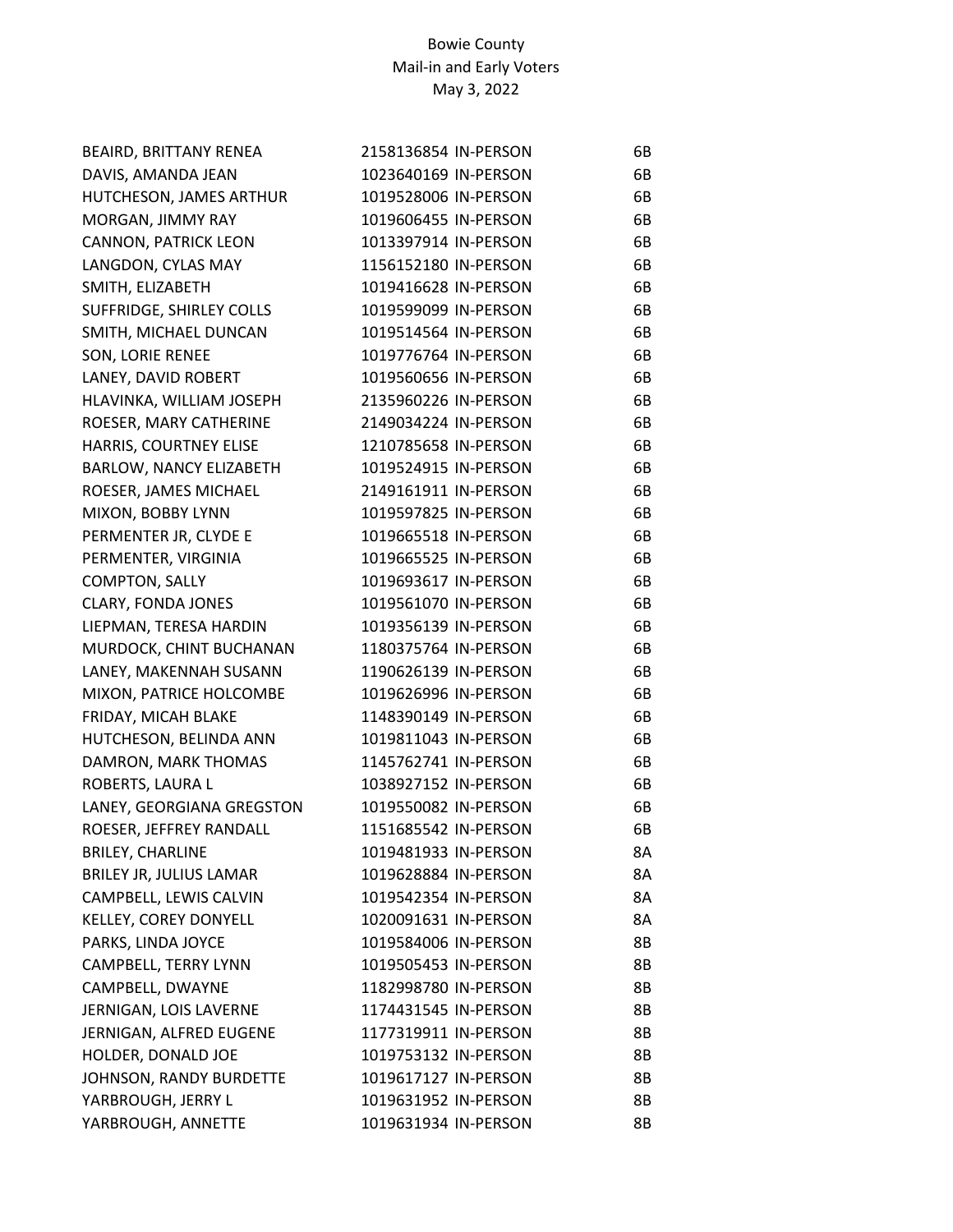Bowie County
Mail-in and Early Voters
May 3, 2022

| | | | |
|---|---|---|---|
| BEAIRD, BRITTANY RENEA | 2158136854 | IN-PERSON | 6B |
| DAVIS, AMANDA JEAN | 1023640169 | IN-PERSON | 6B |
| HUTCHESON, JAMES ARTHUR | 1019528006 | IN-PERSON | 6B |
| MORGAN, JIMMY RAY | 1019606455 | IN-PERSON | 6B |
| CANNON, PATRICK LEON | 1013397914 | IN-PERSON | 6B |
| LANGDON, CYLAS MAY | 1156152180 | IN-PERSON | 6B |
| SMITH, ELIZABETH | 1019416628 | IN-PERSON | 6B |
| SUFFRIDGE, SHIRLEY COLLS | 1019599099 | IN-PERSON | 6B |
| SMITH, MICHAEL DUNCAN | 1019514564 | IN-PERSON | 6B |
| SON, LORIE RENEE | 1019776764 | IN-PERSON | 6B |
| LANEY, DAVID ROBERT | 1019560656 | IN-PERSON | 6B |
| HLAVINKA, WILLIAM JOSEPH | 2135960226 | IN-PERSON | 6B |
| ROESER, MARY CATHERINE | 2149034224 | IN-PERSON | 6B |
| HARRIS, COURTNEY ELISE | 1210785658 | IN-PERSON | 6B |
| BARLOW, NANCY ELIZABETH | 1019524915 | IN-PERSON | 6B |
| ROESER, JAMES MICHAEL | 2149161911 | IN-PERSON | 6B |
| MIXON, BOBBY LYNN | 1019597825 | IN-PERSON | 6B |
| PERMENTER JR, CLYDE E | 1019665518 | IN-PERSON | 6B |
| PERMENTER, VIRGINIA | 1019665525 | IN-PERSON | 6B |
| COMPTON, SALLY | 1019693617 | IN-PERSON | 6B |
| CLARY, FONDA JONES | 1019561070 | IN-PERSON | 6B |
| LIEPMAN, TERESA HARDIN | 1019356139 | IN-PERSON | 6B |
| MURDOCK, CHINT BUCHANAN | 1180375764 | IN-PERSON | 6B |
| LANEY, MAKENNAH SUSANN | 1190626139 | IN-PERSON | 6B |
| MIXON, PATRICE HOLCOMBE | 1019626996 | IN-PERSON | 6B |
| FRIDAY, MICAH BLAKE | 1148390149 | IN-PERSON | 6B |
| HUTCHESON, BELINDA ANN | 1019811043 | IN-PERSON | 6B |
| DAMRON, MARK THOMAS | 1145762741 | IN-PERSON | 6B |
| ROBERTS, LAURA L | 1038927152 | IN-PERSON | 6B |
| LANEY, GEORGIANA GREGSTON | 1019550082 | IN-PERSON | 6B |
| ROESER, JEFFREY RANDALL | 1151685542 | IN-PERSON | 6B |
| BRILEY, CHARLINE | 1019481933 | IN-PERSON | 8A |
| BRILEY JR, JULIUS LAMAR | 1019628884 | IN-PERSON | 8A |
| CAMPBELL, LEWIS CALVIN | 1019542354 | IN-PERSON | 8A |
| KELLEY, COREY DONYELL | 1020091631 | IN-PERSON | 8A |
| PARKS, LINDA JOYCE | 1019584006 | IN-PERSON | 8B |
| CAMPBELL, TERRY LYNN | 1019505453 | IN-PERSON | 8B |
| CAMPBELL, DWAYNE | 1182998780 | IN-PERSON | 8B |
| JERNIGAN, LOIS LAVERNE | 1174431545 | IN-PERSON | 8B |
| JERNIGAN, ALFRED EUGENE | 1177319911 | IN-PERSON | 8B |
| HOLDER, DONALD JOE | 1019753132 | IN-PERSON | 8B |
| JOHNSON, RANDY BURDETTE | 1019617127 | IN-PERSON | 8B |
| YARBROUGH, JERRY L | 1019631952 | IN-PERSON | 8B |
| YARBROUGH, ANNETTE | 1019631934 | IN-PERSON | 8B |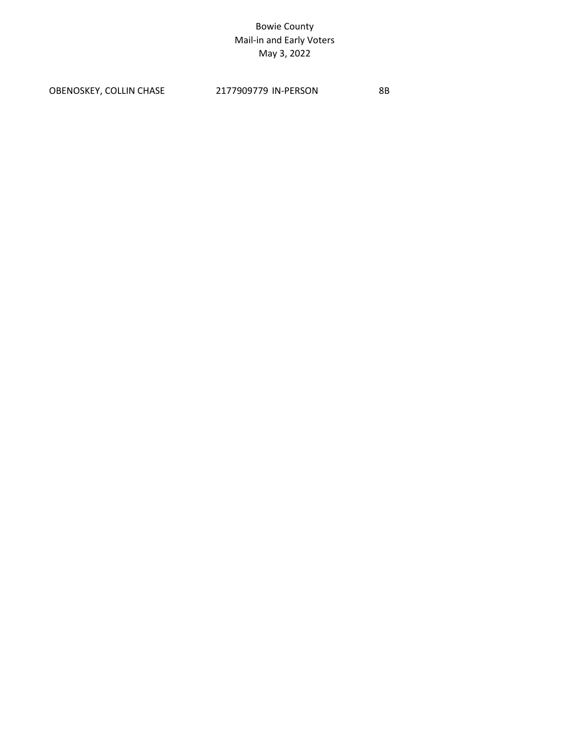Bowie County
Mail-in and Early Voters
May 3, 2022

| | | | |
|---|---|---|---|
| OBENOSKEY, COLLIN CHASE | 2177909779 | IN-PERSON | 8B |